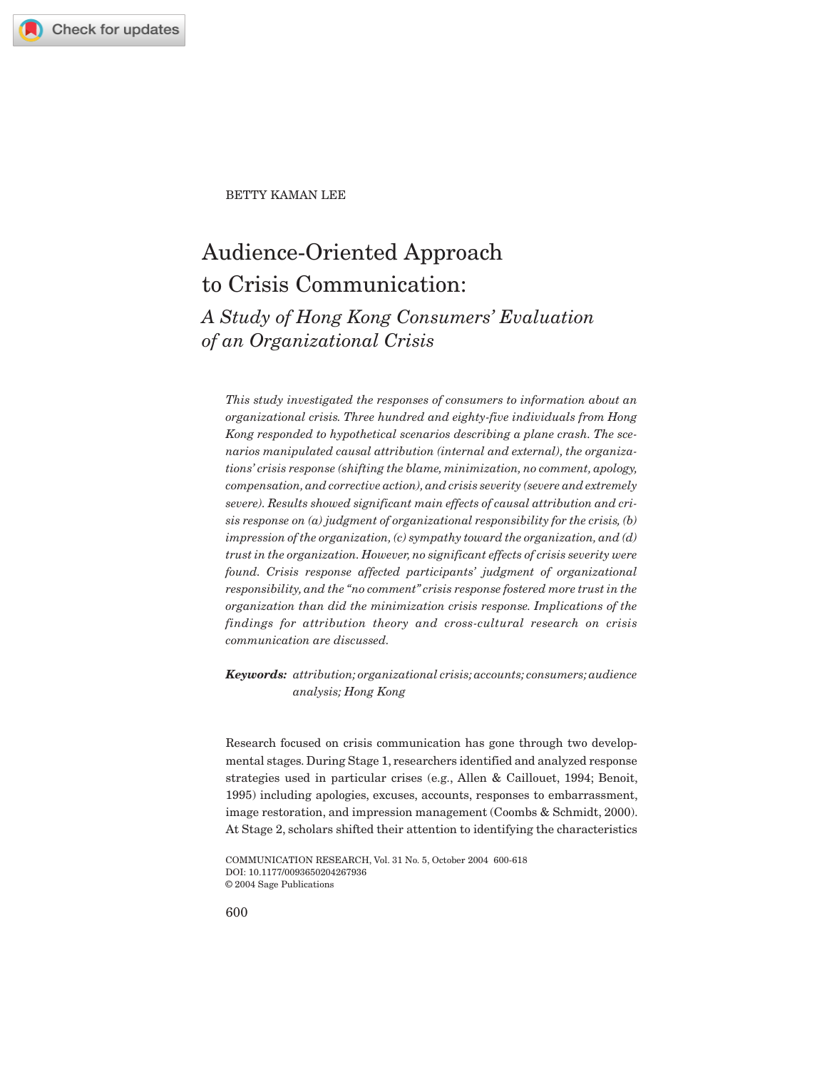BETTY KAMAN LEE

# Audience-Oriented Approach to Crisis Communication:

## *A Study of Hong Kong Consumers' Evaluation of an Organizational Crisis*

*This study investigated the responses of consumers to information about an organizational crisis. Three hundred and eighty-five individuals from Hong Kong responded to hypothetical scenarios describing a plane crash. The scenarios manipulated causal attribution (internal and external), the organizations' crisis response (shifting the blame, minimization, no comment, apology, compensation, and corrective action), and crisis severity (severe and extremely severe). Results showed significant main effects of causal attribution and crisis response on (a) judgment of organizational responsibility for the crisis, (b) impression of the organization, (c) sympathy toward the organization, and (d) trust in the organization. However, no significant effects of crisis severity were found. Crisis response affected participants' judgment of organizational responsibility, and the "no comment" crisis response fostered more trust in the organization than did the minimization crisis response. Implications of the findings for attribution theory and cross-cultural research on crisis communication are discussed.*

***Keywords:*** *attribution; organizational crisis; accounts; consumers; audience analysis; Hong Kong*

Research focused on crisis communication has gone through two developmental stages. During Stage 1, researchers identified and analyzed response strategies used in particular crises (e.g., Allen & Caillouet, 1994; Benoit, 1995) including apologies, excuses, accounts, responses to embarrassment, image restoration, and impression management (Coombs & Schmidt, 2000). At Stage 2, scholars shifted their attention to identifying the characteristics

COMMUNICATION RESEARCH, Vol. 31 No. 5, October 2004 600-618
DOI: 10.1177/0093650204267936
© 2004 Sage Publications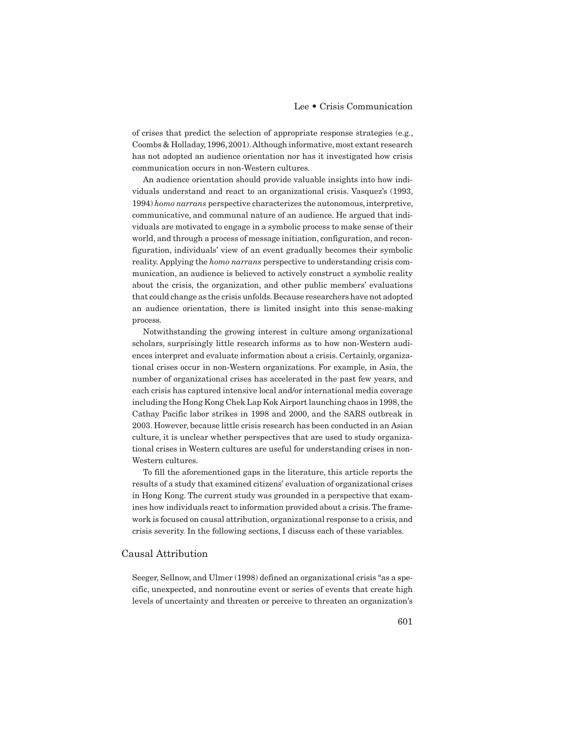of crises that predict the selection of appropriate response strategies (e.g., Coombs & Holladay, 1996, 2001). Although informative, most extant research has not adopted an audience orientation nor has it investigated how crisis communication occurs in non-Western cultures.

An audience orientation should provide valuable insights into how individuals understand and react to an organizational crisis. Vasquez's (1993, 1994) *homo narrans* perspective characterizes the autonomous, interpretive, communicative, and communal nature of an audience. He argued that individuals are motivated to engage in a symbolic process to make sense of their world, and through a process of message initiation, configuration, and reconfiguration, individuals' view of an event gradually becomes their symbolic reality. Applying the *homo narrans* perspective to understanding crisis communication, an audience is believed to actively construct a symbolic reality about the crisis, the organization, and other public members' evaluations that could change as the crisis unfolds. Because researchers have not adopted an audience orientation, there is limited insight into this sense-making process.

Notwithstanding the growing interest in culture among organizational scholars, surprisingly little research informs as to how non-Western audiences interpret and evaluate information about a crisis. Certainly, organizational crises occur in non-Western organizations. For example, in Asia, the number of organizational crises has accelerated in the past few years, and each crisis has captured intensive local and/or international media coverage including the Hong Kong Chek Lap Kok Airport launching chaos in 1998, the Cathay Pacific labor strikes in 1998 and 2000, and the SARS outbreak in 2003. However, because little crisis research has been conducted in an Asian culture, it is unclear whether perspectives that are used to study organizational crises in Western cultures are useful for understanding crises in non-Western cultures.

To fill the aforementioned gaps in the literature, this article reports the results of a study that examined citizens' evaluation of organizational crises in Hong Kong. The current study was grounded in a perspective that examines how individuals react to information provided about a crisis. The framework is focused on causal attribution, organizational response to a crisis, and crisis severity. In the following sections, I discuss each of these variables.

## Causal Attribution

Seeger, Sellnow, and Ulmer (1998) defined an organizational crisis "as a specific, unexpected, and nonroutine event or series of events that create high levels of uncertainty and threaten or perceive to threaten an organization's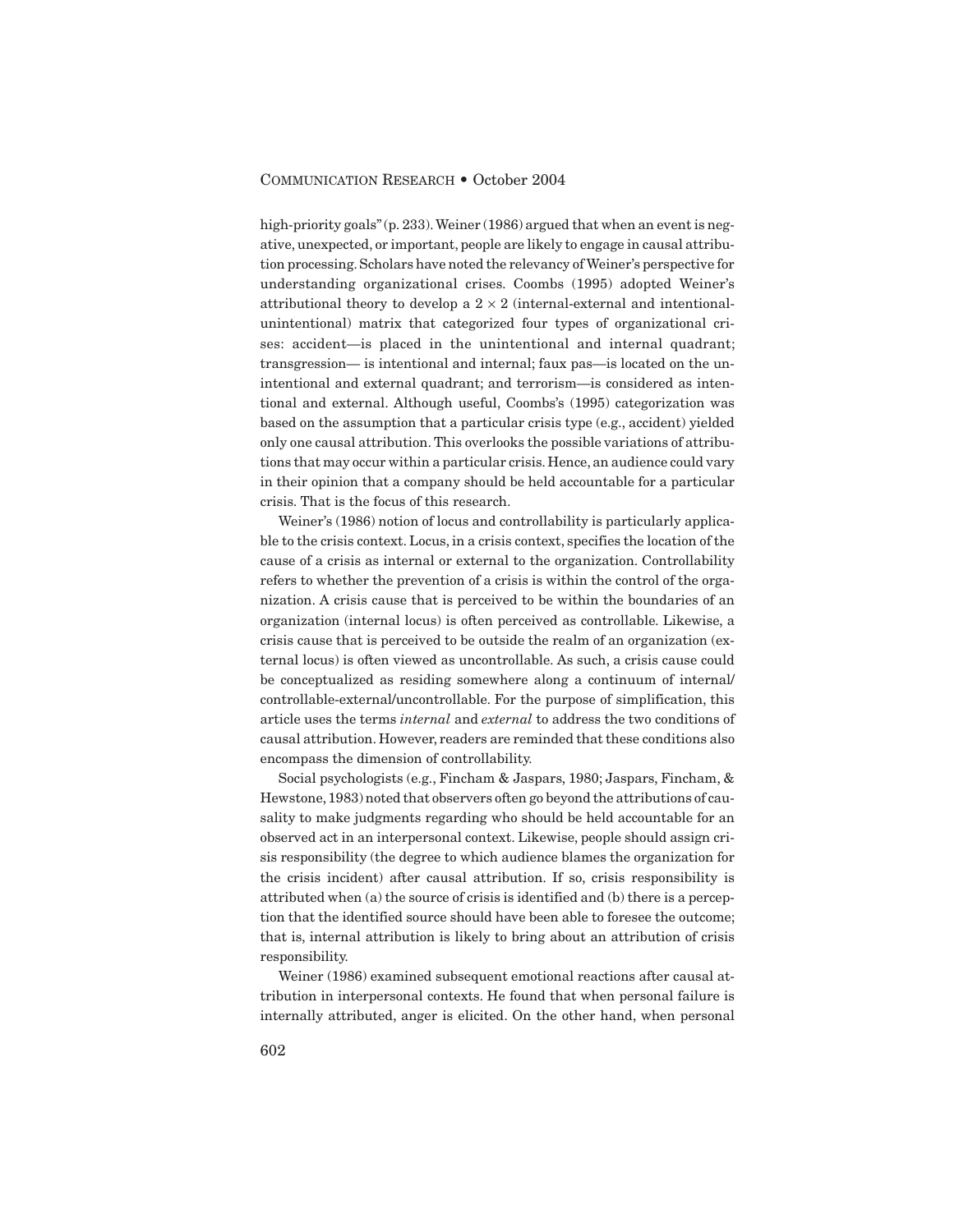high-priority goals" (p. 233). Weiner (1986) argued that when an event is negative, unexpected, or important, people are likely to engage in causal attribution processing. Scholars have noted the relevancy of Weiner's perspective for understanding organizational crises. Coombs (1995) adopted Weiner's attributional theory to develop a $2 \times 2$ (internal-external and intentional-unintentional) matrix that categorized four types of organizational crises: accident—is placed in the unintentional and internal quadrant; transgression— is intentional and internal; faux pas—is located on the unintentional and external quadrant; and terrorism—is considered as intentional and external. Although useful, Coombs's (1995) categorization was based on the assumption that a particular crisis type (e.g., accident) yielded only one causal attribution. This overlooks the possible variations of attributions that may occur within a particular crisis. Hence, an audience could vary in their opinion that a company should be held accountable for a particular crisis. That is the focus of this research.

Weiner's (1986) notion of locus and controllability is particularly applicable to the crisis context. Locus, in a crisis context, specifies the location of the cause of a crisis as internal or external to the organization. Controllability refers to whether the prevention of a crisis is within the control of the organization. A crisis cause that is perceived to be within the boundaries of an organization (internal locus) is often perceived as controllable. Likewise, a crisis cause that is perceived to be outside the realm of an organization (external locus) is often viewed as uncontrollable. As such, a crisis cause could be conceptualized as residing somewhere along a continuum of internal/controllable-external/uncontrollable. For the purpose of simplification, this article uses the terms *internal* and *external* to address the two conditions of causal attribution. However, readers are reminded that these conditions also encompass the dimension of controllability.

Social psychologists (e.g., Fincham & Jaspars, 1980; Jaspars, Fincham, & Hewstone, 1983) noted that observers often go beyond the attributions of causality to make judgments regarding who should be held accountable for an observed act in an interpersonal context. Likewise, people should assign crisis responsibility (the degree to which audience blames the organization for the crisis incident) after causal attribution. If so, crisis responsibility is attributed when (a) the source of crisis is identified and (b) there is a perception that the identified source should have been able to foresee the outcome; that is, internal attribution is likely to bring about an attribution of crisis responsibility.

Weiner (1986) examined subsequent emotional reactions after causal attribution in interpersonal contexts. He found that when personal failure is internally attributed, anger is elicited. On the other hand, when personal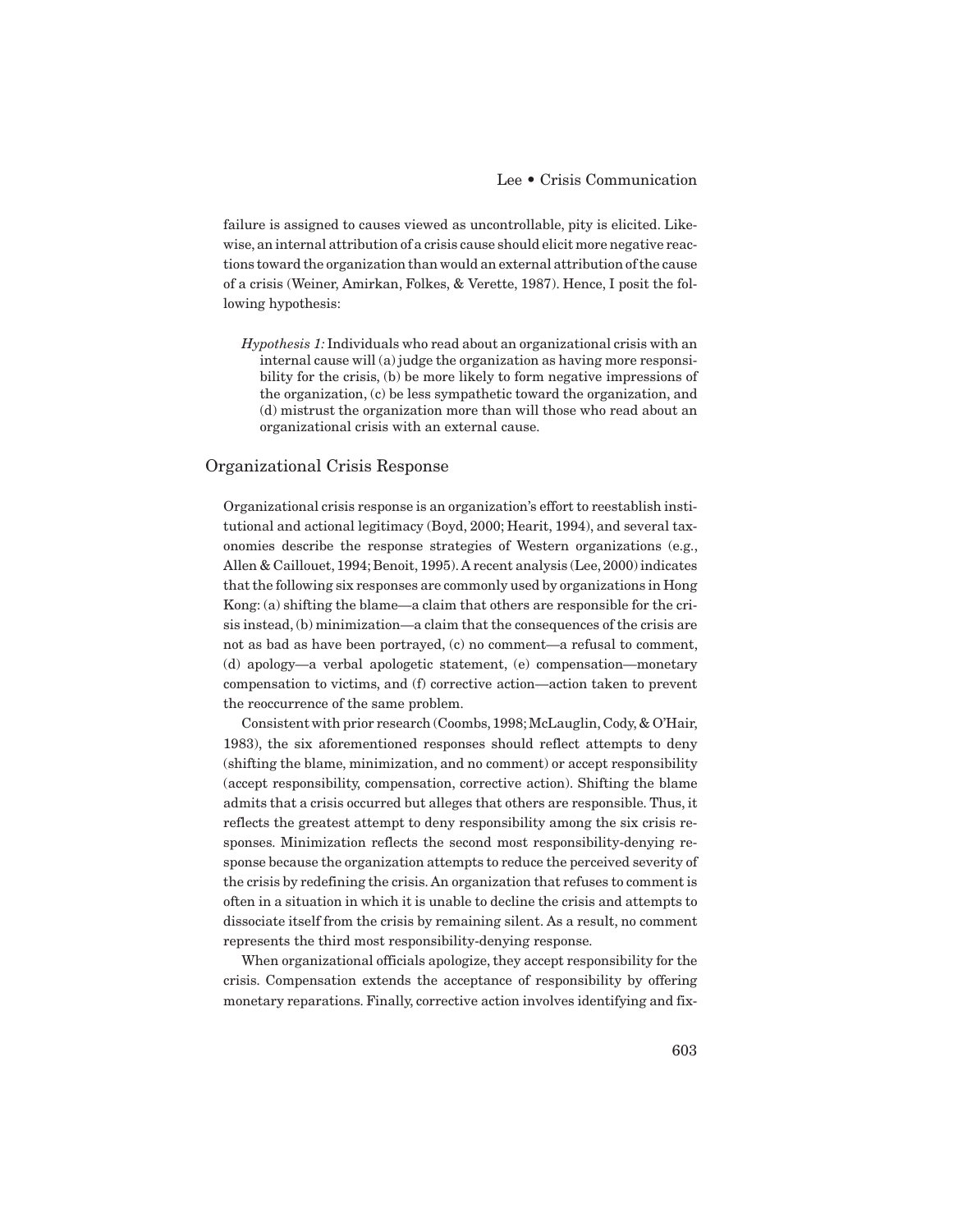failure is assigned to causes viewed as uncontrollable, pity is elicited. Likewise, an internal attribution of a crisis cause should elicit more negative reactions toward the organization than would an external attribution of the cause of a crisis (Weiner, Amirkan, Folkes, & Verette, 1987). Hence, I posit the following hypothesis:

> *Hypothesis 1:* Individuals who read about an organizational crisis with an internal cause will (a) judge the organization as having more responsibility for the crisis, (b) be more likely to form negative impressions of the organization, (c) be less sympathetic toward the organization, and (d) mistrust the organization more than will those who read about an organizational crisis with an external cause.

## Organizational Crisis Response

Organizational crisis response is an organization's effort to reestablish institutional and actional legitimacy (Boyd, 2000; Hearit, 1994), and several taxonomies describe the response strategies of Western organizations (e.g., Allen & Caillouet, 1994; Benoit, 1995). A recent analysis (Lee, 2000) indicates that the following six responses are commonly used by organizations in Hong Kong: (a) shifting the blame—a claim that others are responsible for the crisis instead, (b) minimization—a claim that the consequences of the crisis are not as bad as have been portrayed, (c) no comment—a refusal to comment, (d) apology—a verbal apologetic statement, (e) compensation—monetary compensation to victims, and (f) corrective action—action taken to prevent the reoccurrence of the same problem.

Consistent with prior research (Coombs, 1998; McLaughlin, Cody, & O'Hair, 1983), the six aforementioned responses should reflect attempts to deny (shifting the blame, minimization, and no comment) or accept responsibility (accept responsibility, compensation, corrective action). Shifting the blame admits that a crisis occurred but alleges that others are responsible. Thus, it reflects the greatest attempt to deny responsibility among the six crisis responses. Minimization reflects the second most responsibility-denying response because the organization attempts to reduce the perceived severity of the crisis by redefining the crisis. An organization that refuses to comment is often in a situation in which it is unable to decline the crisis and attempts to dissociate itself from the crisis by remaining silent. As a result, no comment represents the third most responsibility-denying response.

When organizational officials apologize, they accept responsibility for the crisis. Compensation extends the acceptance of responsibility by offering monetary reparations. Finally, corrective action involves identifying and fix-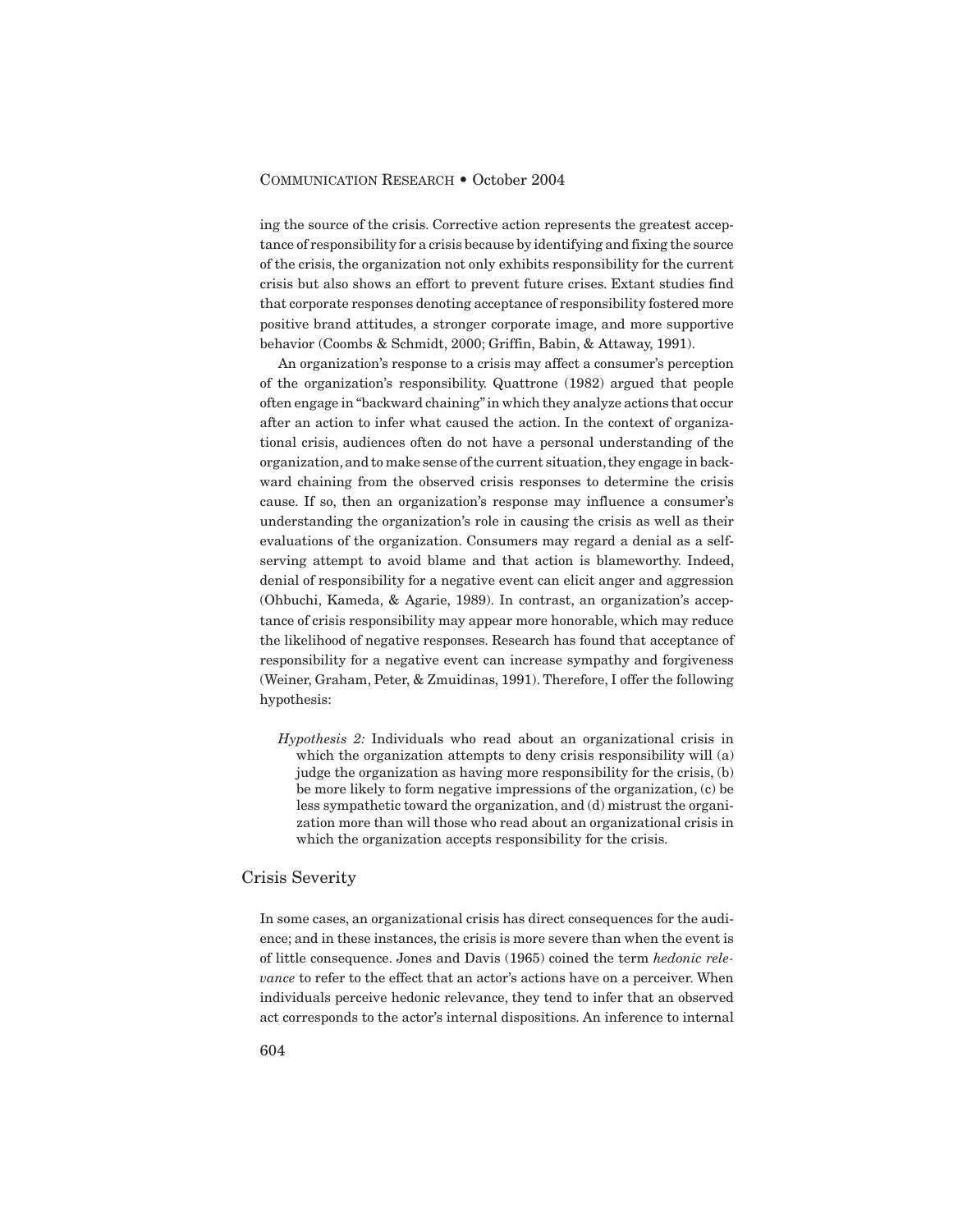ing the source of the crisis. Corrective action represents the greatest acceptance of responsibility for a crisis because by identifying and fixing the source of the crisis, the organization not only exhibits responsibility for the current crisis but also shows an effort to prevent future crises. Extant studies find that corporate responses denoting acceptance of responsibility fostered more positive brand attitudes, a stronger corporate image, and more supportive behavior (Coombs & Schmidt, 2000; Griffin, Babin, & Attaway, 1991).

An organization's response to a crisis may affect a consumer's perception of the organization's responsibility. Quattrone (1982) argued that people often engage in "backward chaining" in which they analyze actions that occur after an action to infer what caused the action. In the context of organizational crisis, audiences often do not have a personal understanding of the organization, and to make sense of the current situation, they engage in backward chaining from the observed crisis responses to determine the crisis cause. If so, then an organization's response may influence a consumer's understanding the organization's role in causing the crisis as well as their evaluations of the organization. Consumers may regard a denial as a self-serving attempt to avoid blame and that action is blameworthy. Indeed, denial of responsibility for a negative event can elicit anger and aggression (Ohbuchi, Kameda, & Agarie, 1989). In contrast, an organization's acceptance of crisis responsibility may appear more honorable, which may reduce the likelihood of negative responses. Research has found that acceptance of responsibility for a negative event can increase sympathy and forgiveness (Weiner, Graham, Peter, & Zmuidinas, 1991). Therefore, I offer the following hypothesis:

> *Hypothesis 2:* Individuals who read about an organizational crisis in which the organization attempts to deny crisis responsibility will (a) judge the organization as having more responsibility for the crisis, (b) be more likely to form negative impressions of the organization, (c) be less sympathetic toward the organization, and (d) mistrust the organization more than will those who read about an organizational crisis in which the organization accepts responsibility for the crisis.

## Crisis Severity

In some cases, an organizational crisis has direct consequences for the audience; and in these instances, the crisis is more severe than when the event is of little consequence. Jones and Davis (1965) coined the term *hedonic relevance* to refer to the effect that an actor's actions have on a perceiver. When individuals perceive hedonic relevance, they tend to infer that an observed act corresponds to the actor's internal dispositions. An inference to internal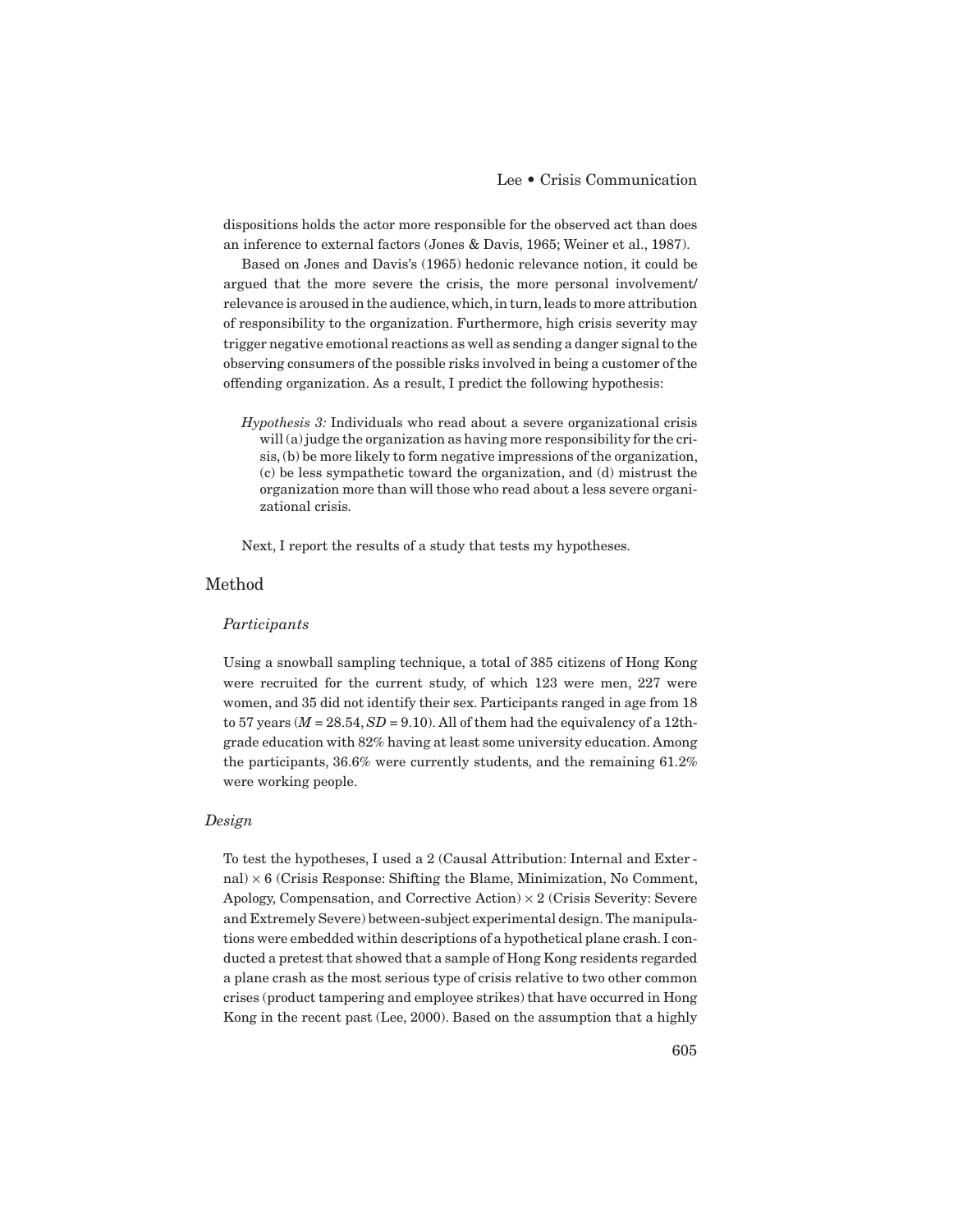dispositions holds the actor more responsible for the observed act than does an inference to external factors (Jones & Davis, 1965; Weiner et al., 1987).

Based on Jones and Davis's (1965) hedonic relevance notion, it could be argued that the more severe the crisis, the more personal involvement/relevance is aroused in the audience, which, in turn, leads to more attribution of responsibility to the organization. Furthermore, high crisis severity may trigger negative emotional reactions as well as sending a danger signal to the observing consumers of the possible risks involved in being a customer of the offending organization. As a result, I predict the following hypothesis:

> *Hypothesis 3:* Individuals who read about a severe organizational crisis will (a) judge the organization as having more responsibility for the crisis, (b) be more likely to form negative impressions of the organization, (c) be less sympathetic toward the organization, and (d) mistrust the organization more than will those who read about a less severe organizational crisis.

Next, I report the results of a study that tests my hypotheses.

## Method

### *Participants*

Using a snowball sampling technique, a total of 385 citizens of Hong Kong were recruited for the current study, of which 123 were men, 227 were women, and 35 did not identify their sex. Participants ranged in age from 18 to 57 years ($M = 28.54$, $SD = 9.10$). All of them had the equivalency of a 12th-grade education with 82% having at least some university education. Among the participants, 36.6% were currently students, and the remaining 61.2% were working people.

### *Design*

To test the hypotheses, I used a 2 (Causal Attribution: Internal and External) × 6 (Crisis Response: Shifting the Blame, Minimization, No Comment, Apology, Compensation, and Corrective Action) × 2 (Crisis Severity: Severe and Extremely Severe) between-subject experimental design. The manipulations were embedded within descriptions of a hypothetical plane crash. I conducted a pretest that showed that a sample of Hong Kong residents regarded a plane crash as the most serious type of crisis relative to two other common crises (product tampering and employee strikes) that have occurred in Hong Kong in the recent past (Lee, 2000). Based on the assumption that a highly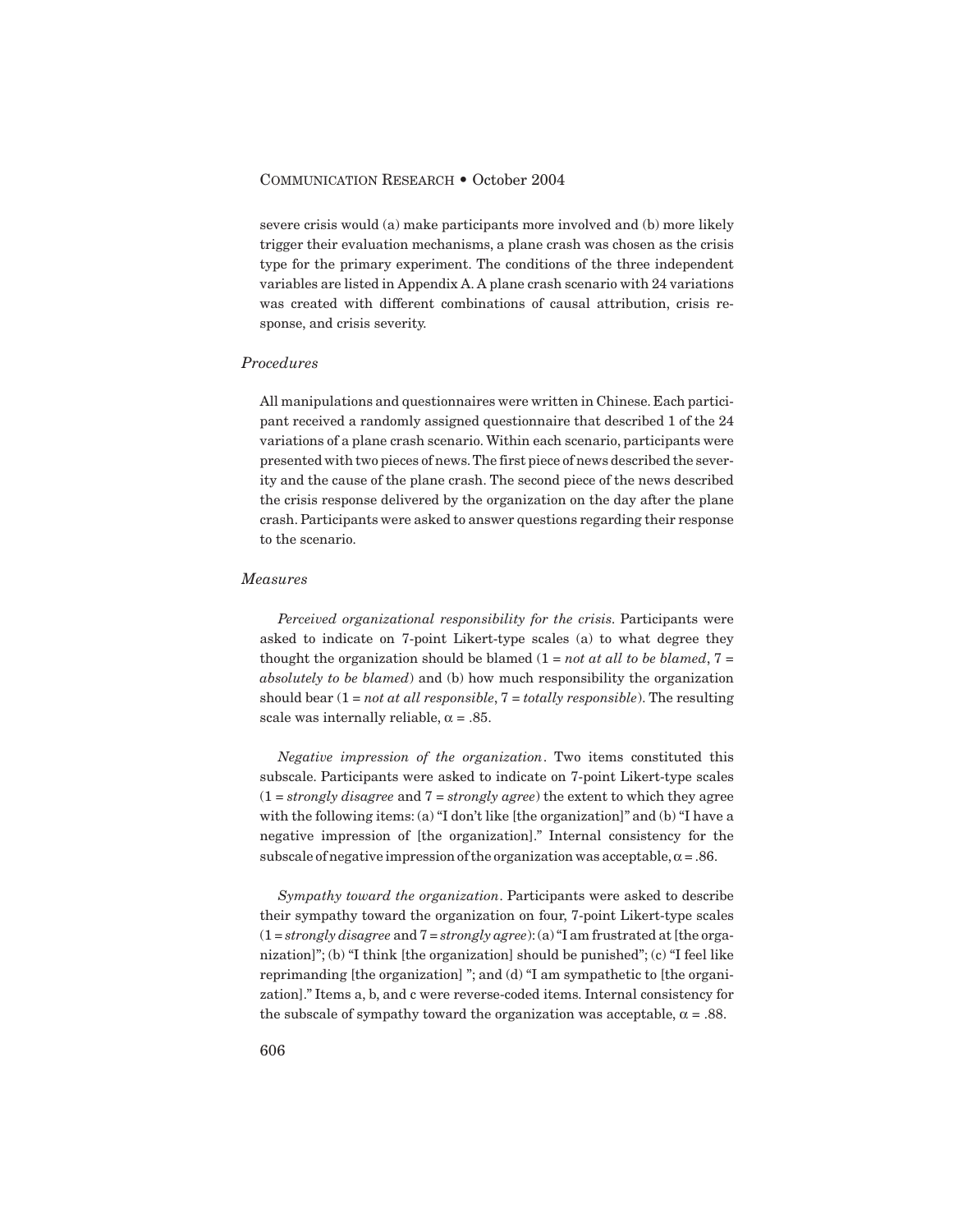severe crisis would (a) make participants more involved and (b) more likely trigger their evaluation mechanisms, a plane crash was chosen as the crisis type for the primary experiment. The conditions of the three independent variables are listed in Appendix A. A plane crash scenario with 24 variations was created with different combinations of causal attribution, crisis response, and crisis severity.

### *Procedures*

All manipulations and questionnaires were written in Chinese. Each participant received a randomly assigned questionnaire that described 1 of the 24 variations of a plane crash scenario. Within each scenario, participants were presented with two pieces of news. The first piece of news described the severity and the cause of the plane crash. The second piece of the news described the crisis response delivered by the organization on the day after the plane crash. Participants were asked to answer questions regarding their response to the scenario.

### *Measures*

*Perceived organizational responsibility for the crisis*. Participants were asked to indicate on 7-point Likert-type scales (a) to what degree they thought the organization should be blamed (1 = *not at all to be blamed*, 7 = *absolutely to be blamed*) and (b) how much responsibility the organization should bear (1 = *not at all responsible*, 7 = *totally responsible*). The resulting scale was internally reliable, $\alpha = .85$.

*Negative impression of the organization*. Two items constituted this subscale. Participants were asked to indicate on 7-point Likert-type scales (1 = *strongly disagree* and 7 = *strongly agree*) the extent to which they agree with the following items: (a) "I don't like [the organization]" and (b) "I have a negative impression of [the organization]." Internal consistency for the subscale of negative impression of the organization was acceptable, $\alpha = .86$.

*Sympathy toward the organization*. Participants were asked to describe their sympathy toward the organization on four, 7-point Likert-type scales (1 = *strongly disagree* and 7 = *strongly agree*): (a) "I am frustrated at [the organization]"; (b) "I think [the organization] should be punished"; (c) "I feel like reprimanding [the organization] "; and (d) "I am sympathetic to [the organization]." Items a, b, and c were reverse-coded items. Internal consistency for the subscale of sympathy toward the organization was acceptable, $\alpha = .88$.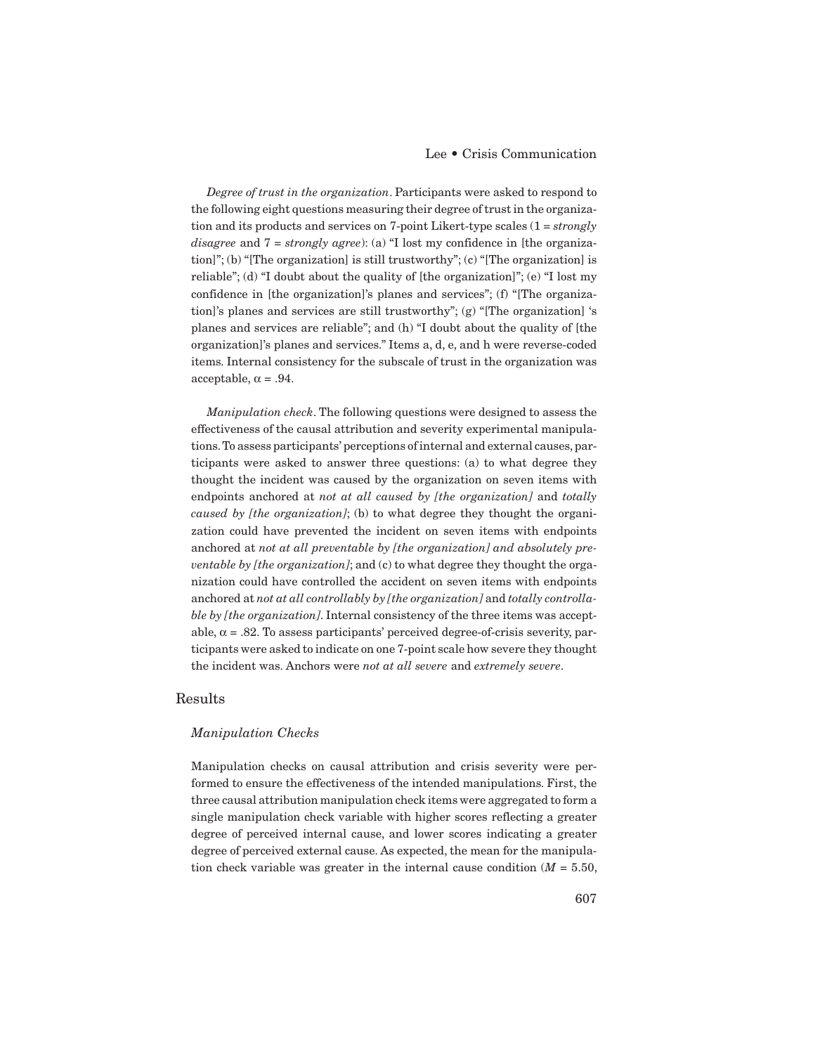*Degree of trust in the organization*. Participants were asked to respond to the following eight questions measuring their degree of trust in the organization and its products and services on 7-point Likert-type scales (1 = *strongly disagree* and 7 = *strongly agree*): (a) "I lost my confidence in [the organization]"; (b) "[The organization] is still trustworthy"; (c) "[The organization] is reliable"; (d) "I doubt about the quality of [the organization]"; (e) "I lost my confidence in [the organization]'s planes and services"; (f) "[The organization]'s planes and services are still trustworthy"; (g) "[The organization] 's planes and services are reliable"; and (h) "I doubt about the quality of [the organization]'s planes and services." Items a, d, e, and h were reverse-coded items. Internal consistency for the subscale of trust in the organization was acceptable, $\alpha = .94$.

*Manipulation check*. The following questions were designed to assess the effectiveness of the causal attribution and severity experimental manipulations. To assess participants' perceptions of internal and external causes, participants were asked to answer three questions: (a) to what degree they thought the incident was caused by the organization on seven items with endpoints anchored at *not at all caused by [the organization]* and *totally caused by [the organization]*; (b) to what degree they thought the organization could have prevented the incident on seven items with endpoints anchored at *not at all preventable by [the organization] and absolutely preventable by [the organization]*; and (c) to what degree they thought the organization could have controlled the accident on seven items with endpoints anchored at *not at all controllably by [the organization]* and *totally controllable by [the organization]*. Internal consistency of the three items was acceptable, $\alpha = .82$. To assess participants' perceived degree-of-crisis severity, participants were asked to indicate on one 7-point scale how severe they thought the incident was. Anchors were *not at all severe* and *extremely severe*.

## Results

### *Manipulation Checks*

Manipulation checks on causal attribution and crisis severity were performed to ensure the effectiveness of the intended manipulations. First, the three causal attribution manipulation check items were aggregated to form a single manipulation check variable with higher scores reflecting a greater degree of perceived internal cause, and lower scores indicating a greater degree of perceived external cause. As expected, the mean for the manipulation check variable was greater in the internal cause condition ($M = 5.50$,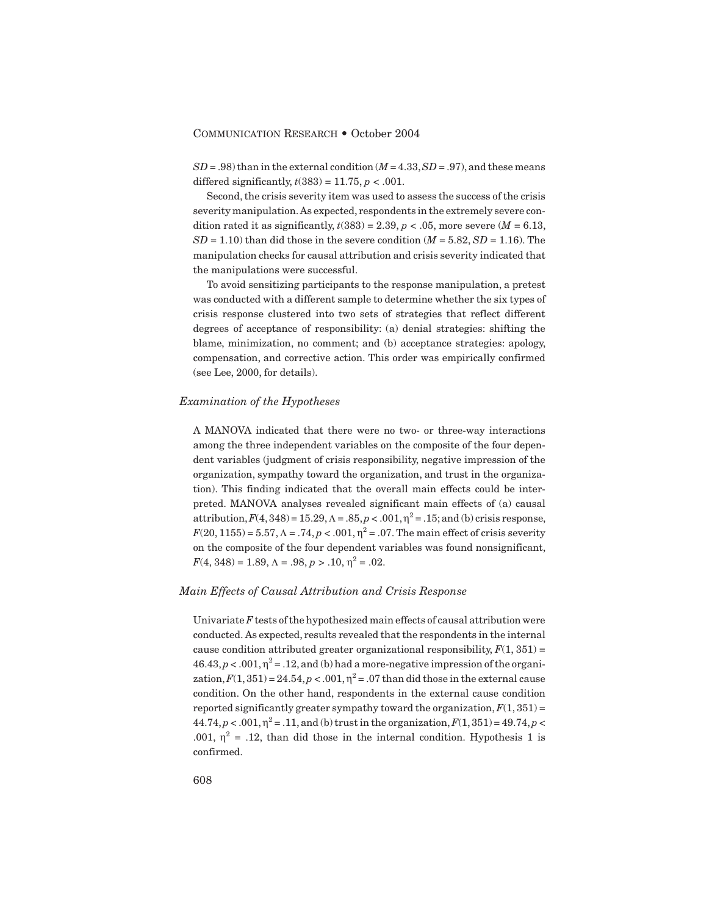$SD$ = .98) than in the external condition ($M$ = 4.33, $SD$ = .97), and these means differed significantly, $t(383) = 11.75$, $p < .001$.

Second, the crisis severity item was used to assess the success of the crisis severity manipulation. As expected, respondents in the extremely severe condition rated it as significantly, $t(383) = 2.39$, $p < .05$, more severe ($M$ = 6.13, $SD$ = 1.10) than did those in the severe condition ($M$ = 5.82, $SD$ = 1.16). The manipulation checks for causal attribution and crisis severity indicated that the manipulations were successful.

To avoid sensitizing participants to the response manipulation, a pretest was conducted with a different sample to determine whether the six types of crisis response clustered into two sets of strategies that reflect different degrees of acceptance of responsibility: (a) denial strategies: shifting the blame, minimization, no comment; and (b) acceptance strategies: apology, compensation, and corrective action. This order was empirically confirmed (see Lee, 2000, for details).

### *Examination of the Hypotheses*

A MANOVA indicated that there were no two- or three-way interactions among the three independent variables on the composite of the four dependent variables (judgment of crisis responsibility, negative impression of the organization, sympathy toward the organization, and trust in the organization). This finding indicated that the overall main effects could be interpreted. MANOVA analyses revealed significant main effects of (a) causal attribution, $F(4, 348) = 15.29$, $\Lambda = .85$, $p < .001$, $\eta^2 = .15$; and (b) crisis response, $F(20, 1155) = 5.57$, $\Lambda = .74$, $p < .001$, $\eta^2 = .07$. The main effect of crisis severity on the composite of the four dependent variables was found nonsignificant, $F(4, 348) = 1.89$, $\Lambda = .98$, $p > .10$, $\eta^2 = .02$.

### *Main Effects of Causal Attribution and Crisis Response*

Univariate $F$ tests of the hypothesized main effects of causal attribution were conducted. As expected, results revealed that the respondents in the internal cause condition attributed greater organizational responsibility, $F(1, 351) = 46.43$, $p < .001$, $\eta^2 = .12$, and (b) had a more-negative impression of the organization, $F(1, 351) = 24.54$, $p < .001$, $\eta^2 = .07$ than did those in the external cause condition. On the other hand, respondents in the external cause condition reported significantly greater sympathy toward the organization, $F(1, 351) = 44.74$, $p < .001$, $\eta^2 = .11$, and (b) trust in the organization, $F(1, 351) = 49.74$, $p < .001$, $\eta^2 = .12$, than did those in the internal condition. Hypothesis 1 is confirmed.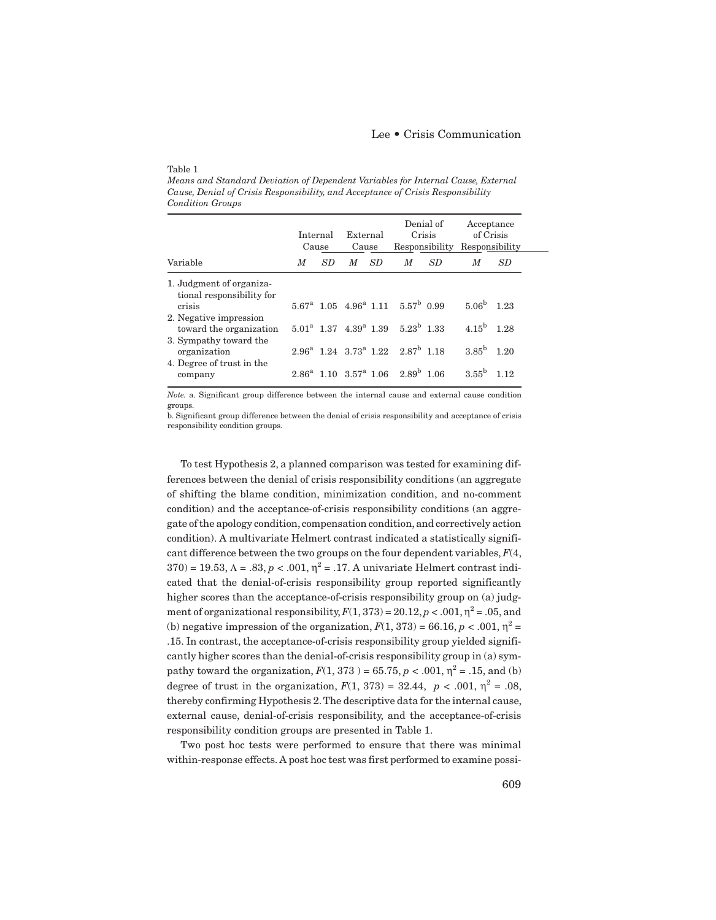Table 1

*Means and Standard Deviation of Dependent Variables for Internal Cause, External Cause, Denial of Crisis Responsibility, and Acceptance of Crisis Responsibility Condition Groups*

| | Internal Cause | | External Cause | | Denial of Crisis Responsibility | | Acceptance of Crisis Responsibility | |
|---|---|---|---|---|---|---|---|---|
| Variable | *M* | *SD* | *M* | *SD* | *M* | *SD* | *M* | *SD* |
| 1. Judgment of organizational responsibility for crisis | 5.67[a] | 1.05 | 4.96[a] | 1.11 | 5.57[b] | 0.99 | 5.06[b] | 1.23 |
| 2. Negative impression toward the organization | 5.01[a] | 1.37 | 4.39[a] | 1.39 | 5.23[b] | 1.33 | 4.15[b] | 1.28 |
| 3. Sympathy toward the organization | 2.96[a] | 1.24 | 3.73[a] | 1.22 | 2.87[b] | 1.18 | 3.85[b] | 1.20 |
| 4. Degree of trust in the company | 2.86[a] | 1.10 | 3.57[a] | 1.06 | 2.89[b] | 1.06 | 3.55[b] | 1.12 |

*Note.* a. Significant group difference between the internal cause and external cause condition groups.
b. Significant group difference between the denial of crisis responsibility and acceptance of crisis responsibility condition groups.

To test Hypothesis 2, a planned comparison was tested for examining differences between the denial of crisis responsibility conditions (an aggregate of shifting the blame condition, minimization condition, and no-comment condition) and the acceptance-of-crisis responsibility conditions (an aggregate of the apology condition, compensation condition, and correctively action condition). A multivariate Helmert contrast indicated a statistically significant difference between the two groups on the four dependent variables, $F(4, 370) = 19.53$, $\Lambda = .83$, $p < .001$, $\eta^2 = .17$. A univariate Helmert contrast indicated that the denial-of-crisis responsibility group reported significantly higher scores than the acceptance-of-crisis responsibility group on (a) judgment of organizational responsibility, $F(1, 373) = 20.12$, $p < .001$, $\eta^2 = .05$, and (b) negative impression of the organization, $F(1, 373) = 66.16$, $p < .001$, $\eta^2 = .15$. In contrast, the acceptance-of-crisis responsibility group yielded significantly higher scores than the denial-of-crisis responsibility group in (a) sympathy toward the organization, $F(1, 373) = 65.75$, $p < .001$, $\eta^2 = .15$, and (b) degree of trust in the organization, $F(1, 373) = 32.44$, $p < .001$, $\eta^2 = .08$, thereby confirming Hypothesis 2. The descriptive data for the internal cause, external cause, denial-of-crisis responsibility, and the acceptance-of-crisis responsibility condition groups are presented in Table 1.

Two post hoc tests were performed to ensure that there was minimal within-response effects. A post hoc test was first performed to examine possi-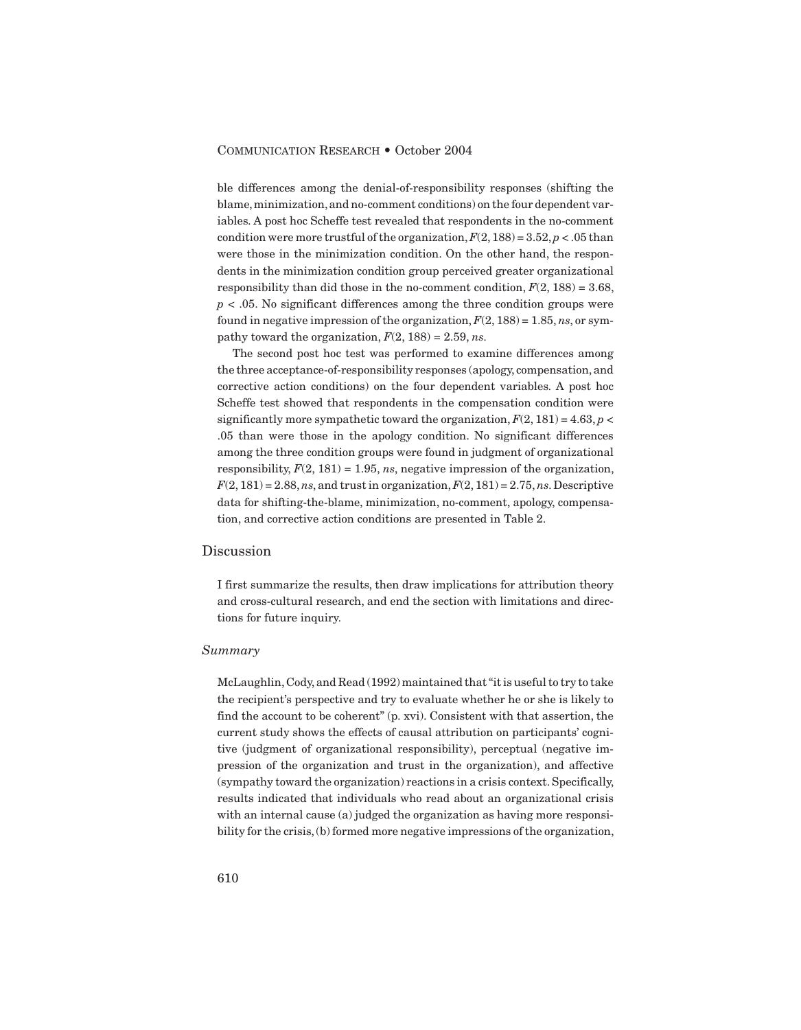ble differences among the denial-of-responsibility responses (shifting the blame, minimization, and no-comment conditions) on the four dependent variables. A post hoc Scheffe test revealed that respondents in the no-comment condition were more trustful of the organization, $F(2, 188) = 3.52, p < .05$ than were those in the minimization condition. On the other hand, the respondents in the minimization condition group perceived greater organizational responsibility than did those in the no-comment condition, $F(2, 188) = 3.68$, $p < .05$. No significant differences among the three condition groups were found in negative impression of the organization, $F(2, 188) = 1.85$, *ns*, or sympathy toward the organization, $F(2, 188) = 2.59$, *ns*.

The second post hoc test was performed to examine differences among the three acceptance-of-responsibility responses (apology, compensation, and corrective action conditions) on the four dependent variables. A post hoc Scheffe test showed that respondents in the compensation condition were significantly more sympathetic toward the organization, $F(2, 181) = 4.63, p < .05$ than were those in the apology condition. No significant differences among the three condition groups were found in judgment of organizational responsibility, $F(2, 181) = 1.95$, *ns*, negative impression of the organization, $F(2, 181) = 2.88$, *ns*, and trust in organization, $F(2, 181) = 2.75$, *ns*. Descriptive data for shifting-the-blame, minimization, no-comment, apology, compensation, and corrective action conditions are presented in Table 2.

## Discussion

I first summarize the results, then draw implications for attribution theory and cross-cultural research, and end the section with limitations and directions for future inquiry.

### *Summary*

McLaughlin, Cody, and Read (1992) maintained that "it is useful to try to take the recipient's perspective and try to evaluate whether he or she is likely to find the account to be coherent" (p. xvi). Consistent with that assertion, the current study shows the effects of causal attribution on participants' cognitive (judgment of organizational responsibility), perceptual (negative impression of the organization and trust in the organization), and affective (sympathy toward the organization) reactions in a crisis context. Specifically, results indicated that individuals who read about an organizational crisis with an internal cause (a) judged the organization as having more responsibility for the crisis, (b) formed more negative impressions of the organization,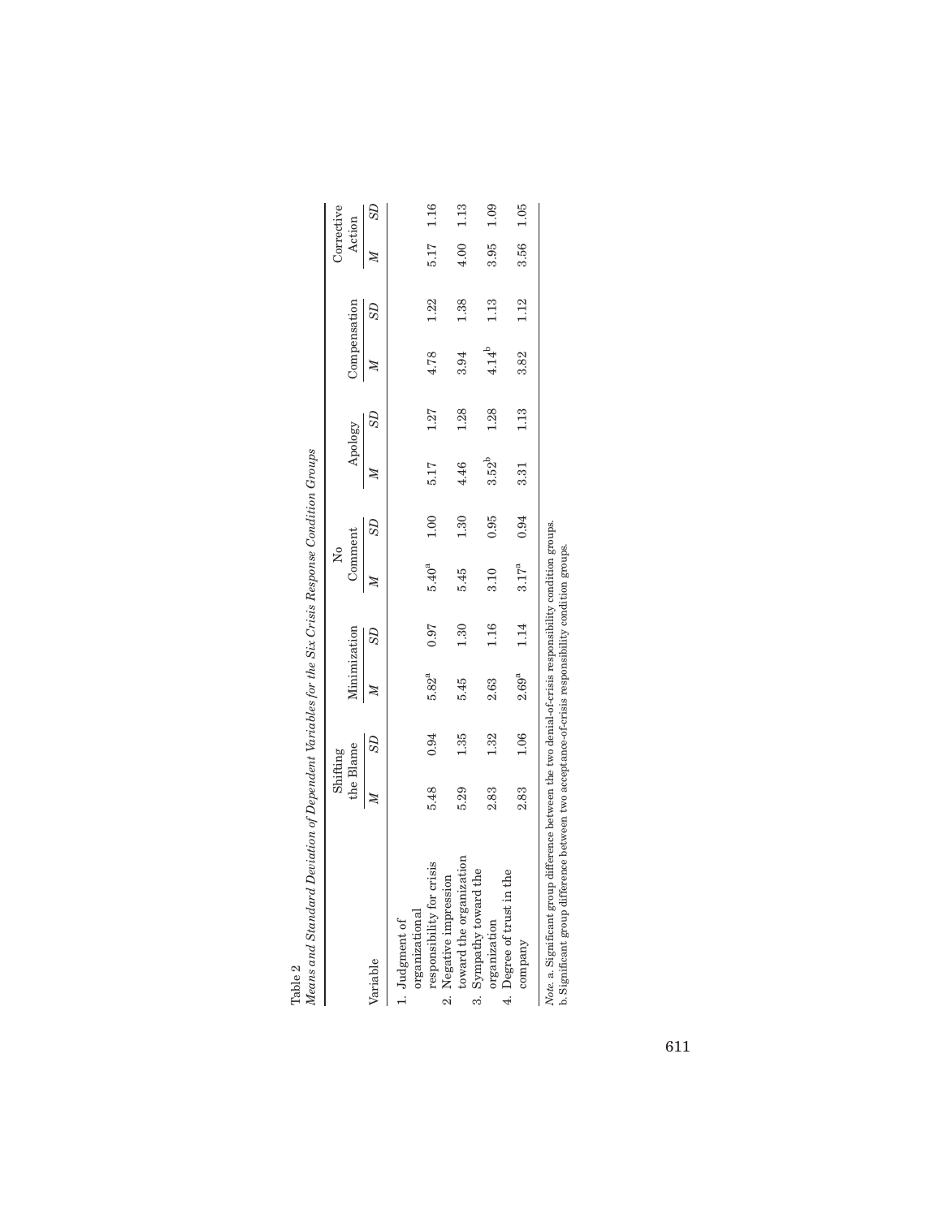Table 2

*Means and Standard Deviation of Dependent Variables for the Six Crisis Response Condition Groups*

| Variable | Shifting the Blame | | Minimization | | No Comment | | Apology | | Compensation | | Corrective Action | |
|---|---|---|---|---|---|---|---|---|---|---|---|---|
| | *M* | *SD* | *M* | *SD* | *M* | *SD* | *M* | *SD* | *M* | *SD* | *M* | *SD* |
| 1. Judgment of organizational responsibility for crisis | 5.48 | 0.94 | 5.82[a] | 0.97 | 5.40[a] | 1.00 | 5.17 | 1.27 | 4.78 | 1.22 | 5.17 | 1.16 |
| 2. Negative impression toward the organization | 5.29 | 1.35 | 5.45 | 1.30 | 5.45 | 1.30 | 4.46 | 1.28 | 3.94 | 1.38 | 4.00 | 1.13 |
| 3. Sympathy toward the organization | 2.83 | 1.32 | 2.63 | 1.16 | 3.10 | 0.95 | 3.52[b] | 1.28 | 4.14[b] | 1.13 | 3.95 | 1.09 |
| 4. Degree of trust in the company | 2.83 | 1.06 | 2.69[a] | 1.14 | 3.17[a] | 0.94 | 3.31 | 1.13 | 3.82 | 1.12 | 3.56 | 1.05 |

*Note.* a. Significant group difference between the two denial-of-crisis responsibility condition groups.
b. Significant group difference between two acceptance-of-crisis responsibility condition groups.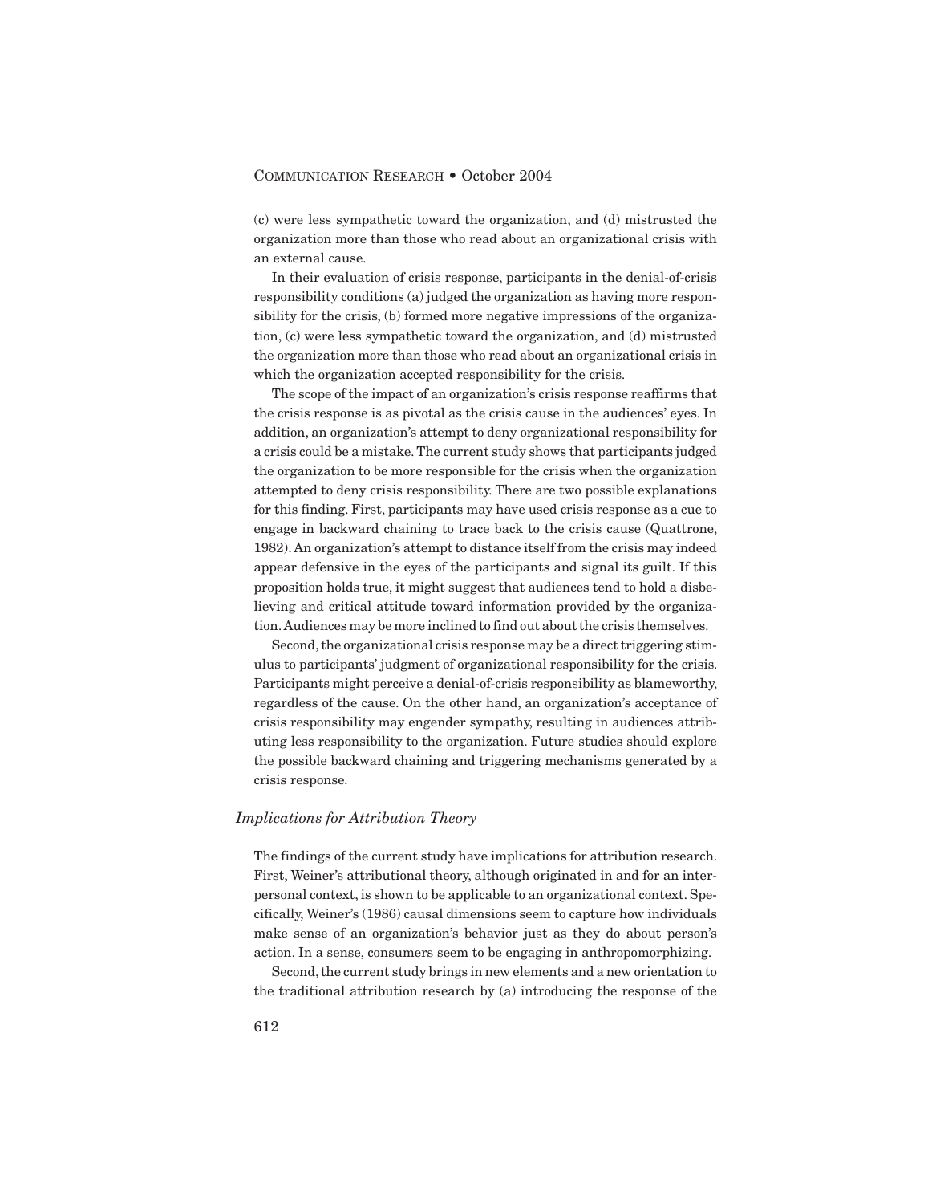(c) were less sympathetic toward the organization, and (d) mistrusted the organization more than those who read about an organizational crisis with an external cause.

In their evaluation of crisis response, participants in the denial-of-crisis responsibility conditions (a) judged the organization as having more responsibility for the crisis, (b) formed more negative impressions of the organization, (c) were less sympathetic toward the organization, and (d) mistrusted the organization more than those who read about an organizational crisis in which the organization accepted responsibility for the crisis.

The scope of the impact of an organization's crisis response reaffirms that the crisis response is as pivotal as the crisis cause in the audiences' eyes. In addition, an organization's attempt to deny organizational responsibility for a crisis could be a mistake. The current study shows that participants judged the organization to be more responsible for the crisis when the organization attempted to deny crisis responsibility. There are two possible explanations for this finding. First, participants may have used crisis response as a cue to engage in backward chaining to trace back to the crisis cause (Quattrone, 1982). An organization's attempt to distance itself from the crisis may indeed appear defensive in the eyes of the participants and signal its guilt. If this proposition holds true, it might suggest that audiences tend to hold a disbelieving and critical attitude toward information provided by the organization. Audiences may be more inclined to find out about the crisis themselves.

Second, the organizational crisis response may be a direct triggering stimulus to participants' judgment of organizational responsibility for the crisis. Participants might perceive a denial-of-crisis responsibility as blameworthy, regardless of the cause. On the other hand, an organization's acceptance of crisis responsibility may engender sympathy, resulting in audiences attributing less responsibility to the organization. Future studies should explore the possible backward chaining and triggering mechanisms generated by a crisis response.

### *Implications for Attribution Theory*

The findings of the current study have implications for attribution research. First, Weiner's attributional theory, although originated in and for an interpersonal context, is shown to be applicable to an organizational context. Specifically, Weiner's (1986) causal dimensions seem to capture how individuals make sense of an organization's behavior just as they do about person's action. In a sense, consumers seem to be engaging in anthropomorphizing.

Second, the current study brings in new elements and a new orientation to the traditional attribution research by (a) introducing the response of the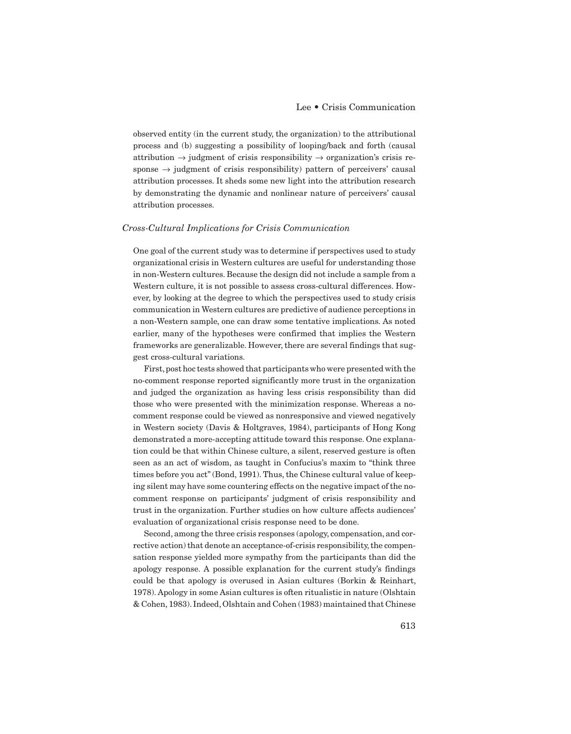observed entity (in the current study, the organization) to the attributional process and (b) suggesting a possibility of looping/back and forth (causal attribution → judgment of crisis responsibility → organization's crisis response → judgment of crisis responsibility) pattern of perceivers' causal attribution processes. It sheds some new light into the attribution research by demonstrating the dynamic and nonlinear nature of perceivers' causal attribution processes.

### *Cross-Cultural Implications for Crisis Communication*

One goal of the current study was to determine if perspectives used to study organizational crisis in Western cultures are useful for understanding those in non-Western cultures. Because the design did not include a sample from a Western culture, it is not possible to assess cross-cultural differences. However, by looking at the degree to which the perspectives used to study crisis communication in Western cultures are predictive of audience perceptions in a non-Western sample, one can draw some tentative implications. As noted earlier, many of the hypotheses were confirmed that implies the Western frameworks are generalizable. However, there are several findings that suggest cross-cultural variations.

First, post hoc tests showed that participants who were presented with the no-comment response reported significantly more trust in the organization and judged the organization as having less crisis responsibility than did those who were presented with the minimization response. Whereas a no-comment response could be viewed as nonresponsive and viewed negatively in Western society (Davis & Holtgraves, 1984), participants of Hong Kong demonstrated a more-accepting attitude toward this response. One explanation could be that within Chinese culture, a silent, reserved gesture is often seen as an act of wisdom, as taught in Confucius's maxim to "think three times before you act" (Bond, 1991). Thus, the Chinese cultural value of keeping silent may have some countering effects on the negative impact of the no-comment response on participants' judgment of crisis responsibility and trust in the organization. Further studies on how culture affects audiences' evaluation of organizational crisis response need to be done.

Second, among the three crisis responses (apology, compensation, and corrective action) that denote an acceptance-of-crisis responsibility, the compensation response yielded more sympathy from the participants than did the apology response. A possible explanation for the current study's findings could be that apology is overused in Asian cultures (Borkin & Reinhart, 1978). Apology in some Asian cultures is often ritualistic in nature (Olshtain & Cohen, 1983). Indeed, Olshtain and Cohen (1983) maintained that Chinese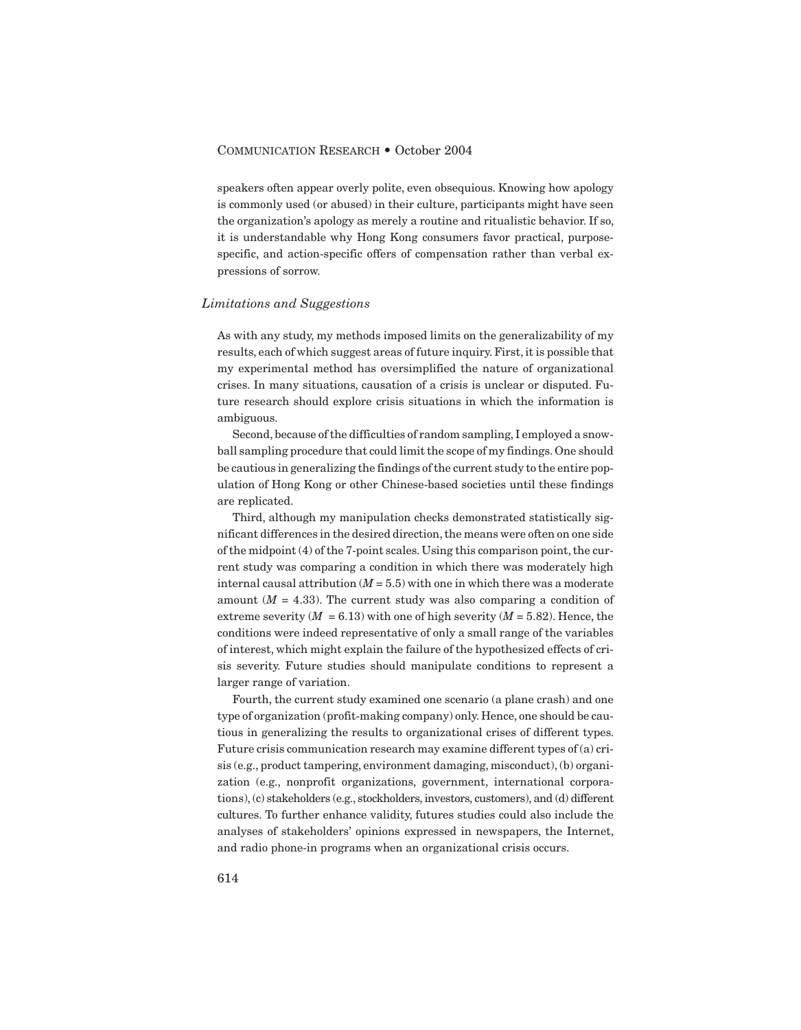speakers often appear overly polite, even obsequious. Knowing how apology is commonly used (or abused) in their culture, participants might have seen the organization's apology as merely a routine and ritualistic behavior. If so, it is understandable why Hong Kong consumers favor practical, purpose-specific, and action-specific offers of compensation rather than verbal expressions of sorrow.

### *Limitations and Suggestions*

As with any study, my methods imposed limits on the generalizability of my results, each of which suggest areas of future inquiry. First, it is possible that my experimental method has oversimplified the nature of organizational crises. In many situations, causation of a crisis is unclear or disputed. Future research should explore crisis situations in which the information is ambiguous.

Second, because of the difficulties of random sampling, I employed a snowball sampling procedure that could limit the scope of my findings. One should be cautious in generalizing the findings of the current study to the entire population of Hong Kong or other Chinese-based societies until these findings are replicated.

Third, although my manipulation checks demonstrated statistically significant differences in the desired direction, the means were often on one side of the midpoint (4) of the 7-point scales. Using this comparison point, the current study was comparing a condition in which there was moderately high internal causal attribution ($M = 5.5$) with one in which there was a moderate amount ($M = 4.33$). The current study was also comparing a condition of extreme severity ($M = 6.13$) with one of high severity ($M = 5.82$). Hence, the conditions were indeed representative of only a small range of the variables of interest, which might explain the failure of the hypothesized effects of crisis severity. Future studies should manipulate conditions to represent a larger range of variation.

Fourth, the current study examined one scenario (a plane crash) and one type of organization (profit-making company) only. Hence, one should be cautious in generalizing the results to organizational crises of different types. Future crisis communication research may examine different types of (a) crisis (e.g., product tampering, environment damaging, misconduct), (b) organization (e.g., nonprofit organizations, government, international corporations), (c) stakeholders (e.g., stockholders, investors, customers), and (d) different cultures. To further enhance validity, futures studies could also include the analyses of stakeholders' opinions expressed in newspapers, the Internet, and radio phone-in programs when an organizational crisis occurs.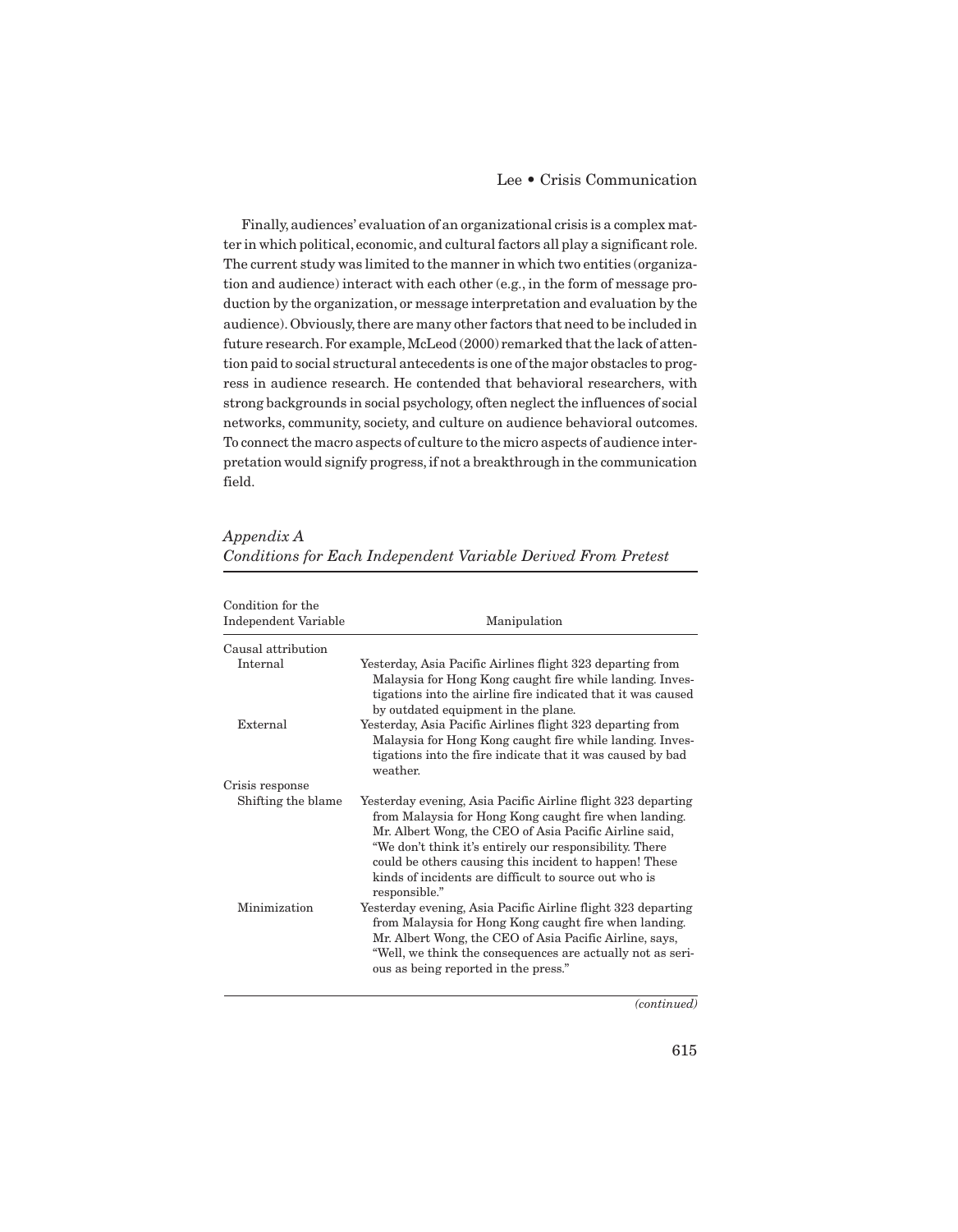Finally, audiences' evaluation of an organizational crisis is a complex matter in which political, economic, and cultural factors all play a significant role. The current study was limited to the manner in which two entities (organization and audience) interact with each other (e.g., in the form of message production by the organization, or message interpretation and evaluation by the audience). Obviously, there are many other factors that need to be included in future research. For example, McLeod (2000) remarked that the lack of attention paid to social structural antecedents is one of the major obstacles to progress in audience research. He contended that behavioral researchers, with strong backgrounds in social psychology, often neglect the influences of social networks, community, society, and culture on audience behavioral outcomes. To connect the macro aspects of culture to the micro aspects of audience interpretation would signify progress, if not a breakthrough in the communication field.

*Appendix A*
*Conditions for Each Independent Variable Derived From Pretest*

| Condition for the Independent Variable | Manipulation |
|---|---|
| Causal attribution | |
| Internal | Yesterday, Asia Pacific Airlines flight 323 departing from Malaysia for Hong Kong caught fire while landing. Investigations into the airline fire indicated that it was caused by outdated equipment in the plane. |
| External | Yesterday, Asia Pacific Airlines flight 323 departing from Malaysia for Hong Kong caught fire while landing. Investigations into the fire indicate that it was caused by bad weather. |
| Crisis response | |
| Shifting the blame | Yesterday evening, Asia Pacific Airline flight 323 departing from Malaysia for Hong Kong caught fire when landing. Mr. Albert Wong, the CEO of Asia Pacific Airline said, "We don't think it's entirely our responsibility. There could be others causing this incident to happen! These kinds of incidents are difficult to source out who is responsible." |
| Minimization | Yesterday evening, Asia Pacific Airline flight 323 departing from Malaysia for Hong Kong caught fire when landing. Mr. Albert Wong, the CEO of Asia Pacific Airline, says, "Well, we think the consequences are actually not as serious as being reported in the press." |

*(continued)*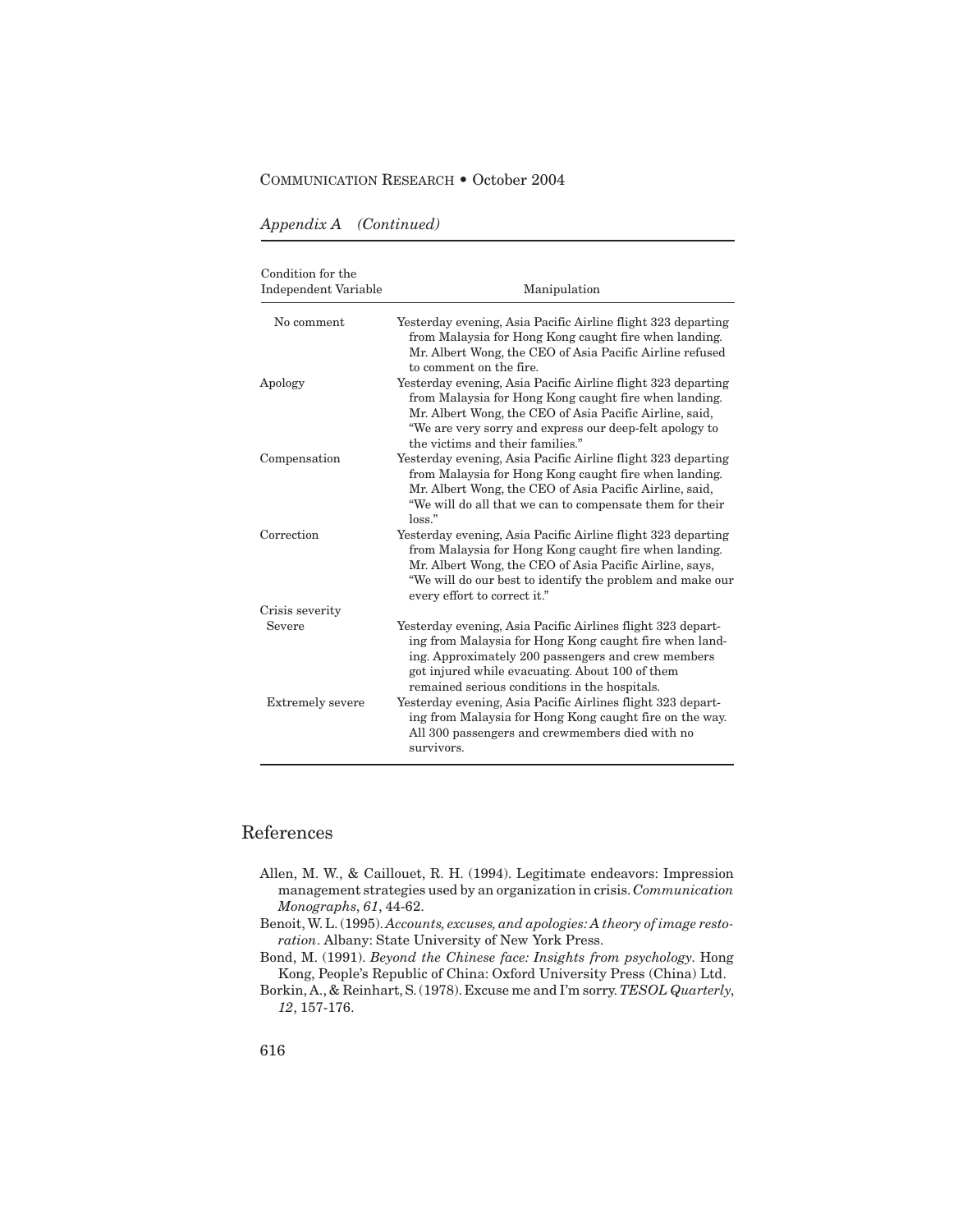*Appendix A (Continued)*

| Condition for the Independent Variable | Manipulation |
|---|---|
| No comment | Yesterday evening, Asia Pacific Airline flight 323 departing from Malaysia for Hong Kong caught fire when landing. Mr. Albert Wong, the CEO of Asia Pacific Airline refused to comment on the fire. |
| Apology | Yesterday evening, Asia Pacific Airline flight 323 departing from Malaysia for Hong Kong caught fire when landing. Mr. Albert Wong, the CEO of Asia Pacific Airline, said, "We are very sorry and express our deep-felt apology to the victims and their families." |
| Compensation | Yesterday evening, Asia Pacific Airline flight 323 departing from Malaysia for Hong Kong caught fire when landing. Mr. Albert Wong, the CEO of Asia Pacific Airline, said, "We will do all that we can to compensate them for their loss." |
| Correction | Yesterday evening, Asia Pacific Airline flight 323 departing from Malaysia for Hong Kong caught fire when landing. Mr. Albert Wong, the CEO of Asia Pacific Airline, says, "We will do our best to identify the problem and make our every effort to correct it." |
| Crisis severity | |
| Severe | Yesterday evening, Asia Pacific Airlines flight 323 departing from Malaysia for Hong Kong caught fire when landing. Approximately 200 passengers and crew members got injured while evacuating. About 100 of them remained serious conditions in the hospitals. |
| Extremely severe | Yesterday evening, Asia Pacific Airlines flight 323 departing from Malaysia for Hong Kong caught fire on the way. All 300 passengers and crewmembers died with no survivors. |

## References

Allen, M. W., & Caillouet, R. H. (1994). Legitimate endeavors: Impression management strategies used by an organization in crisis. *Communication Monographs*, *61*, 44-62.

Benoit, W. L. (1995). *Accounts, excuses, and apologies: A theory of image restoration*. Albany: State University of New York Press.

Bond, M. (1991). *Beyond the Chinese face: Insights from psychology*. Hong Kong, People's Republic of China: Oxford University Press (China) Ltd.

Borkin, A., & Reinhart, S. (1978). Excuse me and I'm sorry. *TESOL Quarterly*, *12*, 157-176.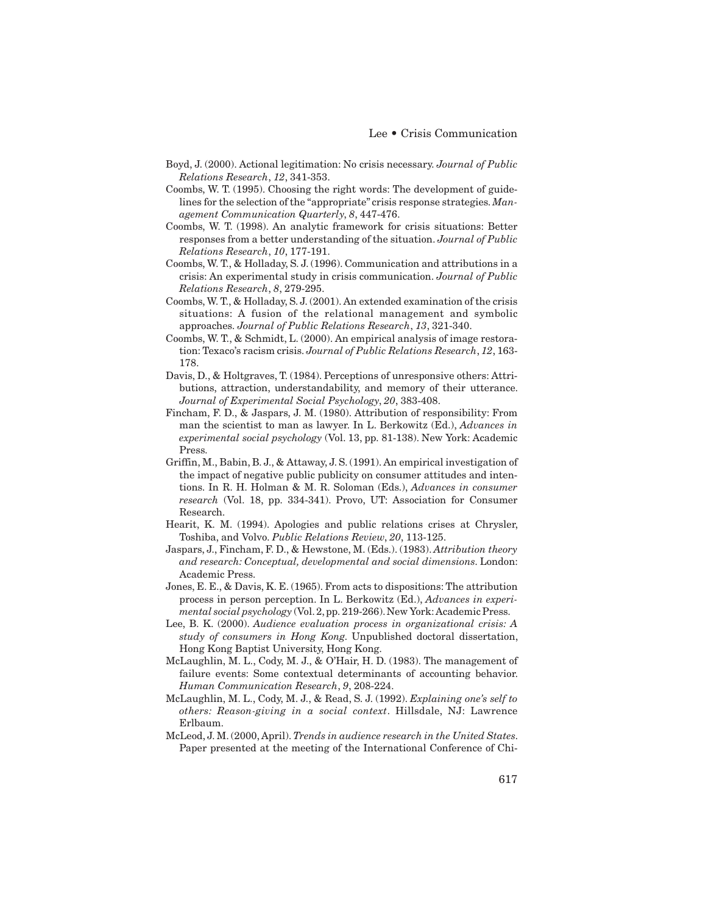Boyd, J. (2000). Actional legitimation: No crisis necessary. *Journal of Public Relations Research*, *12*, 341-353.

Coombs, W. T. (1995). Choosing the right words: The development of guidelines for the selection of the "appropriate" crisis response strategies. *Management Communication Quarterly*, *8*, 447-476.

Coombs, W. T. (1998). An analytic framework for crisis situations: Better responses from a better understanding of the situation. *Journal of Public Relations Research*, *10*, 177-191.

Coombs, W. T., & Holladay, S. J. (1996). Communication and attributions in a crisis: An experimental study in crisis communication. *Journal of Public Relations Research*, *8*, 279-295.

Coombs, W. T., & Holladay, S. J. (2001). An extended examination of the crisis situations: A fusion of the relational management and symbolic approaches. *Journal of Public Relations Research*, *13*, 321-340.

Coombs, W. T., & Schmidt, L. (2000). An empirical analysis of image restoration: Texaco's racism crisis. *Journal of Public Relations Research*, *12*, 163-178.

Davis, D., & Holtgraves, T. (1984). Perceptions of unresponsive others: Attributions, attraction, understandability, and memory of their utterance. *Journal of Experimental Social Psychology*, *20*, 383-408.

Fincham, F. D., & Jaspars, J. M. (1980). Attribution of responsibility: From man the scientist to man as lawyer. In L. Berkowitz (Ed.), *Advances in experimental social psychology* (Vol. 13, pp. 81-138). New York: Academic Press.

Griffin, M., Babin, B. J., & Attaway, J. S. (1991). An empirical investigation of the impact of negative public publicity on consumer attitudes and intentions. In R. H. Holman & M. R. Soloman (Eds.), *Advances in consumer research* (Vol. 18, pp. 334-341). Provo, UT: Association for Consumer Research.

Hearit, K. M. (1994). Apologies and public relations crises at Chrysler, Toshiba, and Volvo. *Public Relations Review*, *20*, 113-125.

Jaspars, J., Fincham, F. D., & Hewstone, M. (Eds.). (1983). *Attribution theory and research: Conceptual, developmental and social dimensions*. London: Academic Press.

Jones, E. E., & Davis, K. E. (1965). From acts to dispositions: The attribution process in person perception. In L. Berkowitz (Ed.), *Advances in experimental social psychology* (Vol. 2, pp. 219-266). New York: Academic Press.

Lee, B. K. (2000). *Audience evaluation process in organizational crisis: A study of consumers in Hong Kong.* Unpublished doctoral dissertation, Hong Kong Baptist University, Hong Kong.

McLaughlin, M. L., Cody, M. J., & O'Hair, H. D. (1983). The management of failure events: Some contextual determinants of accounting behavior. *Human Communication Research*, *9*, 208-224.

McLaughlin, M. L., Cody, M. J., & Read, S. J. (1992). *Explaining one's self to others: Reason-giving in a social context*. Hillsdale, NJ: Lawrence Erlbaum.

McLeod, J. M. (2000, April). *Trends in audience research in the United States.* Paper presented at the meeting of the International Conference of Chi-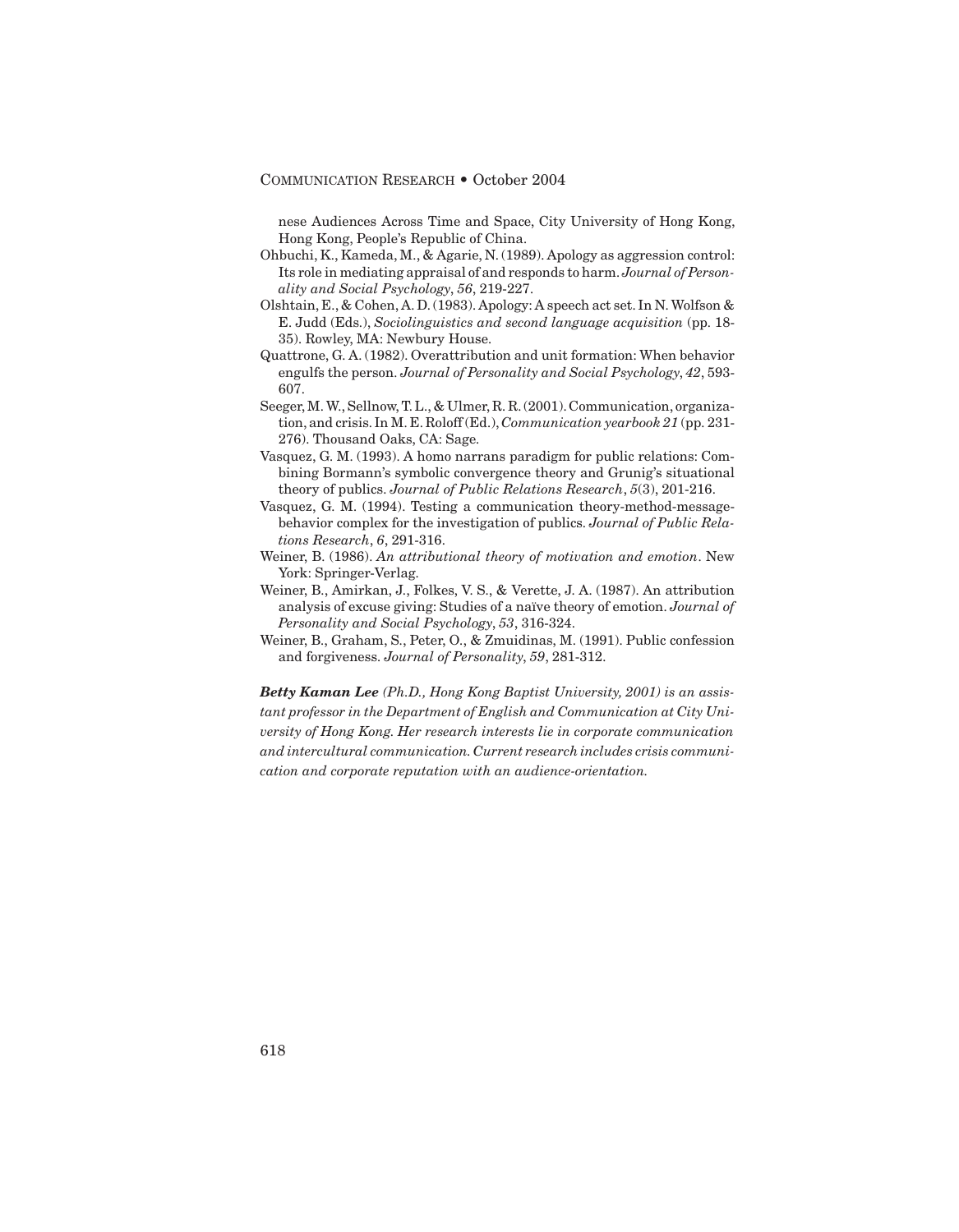nese Audiences Across Time and Space, City University of Hong Kong, Hong Kong, People's Republic of China.

Ohbuchi, K., Kameda, M., & Agarie, N. (1989). Apology as aggression control: Its role in mediating appraisal of and responds to harm. *Journal of Personality and Social Psychology*, *56*, 219-227.

Olshtain, E., & Cohen, A. D. (1983). Apology: A speech act set. In N. Wolfson & E. Judd (Eds.), *Sociolinguistics and second language acquisition* (pp. 18-35). Rowley, MA: Newbury House.

Quattrone, G. A. (1982). Overattribution and unit formation: When behavior engulfs the person. *Journal of Personality and Social Psychology*, *42*, 593-607.

Seeger, M. W., Sellnow, T. L., & Ulmer, R. R. (2001). Communication, organization, and crisis. In M. E. Roloff (Ed.), *Communication yearbook 21* (pp. 231-276). Thousand Oaks, CA: Sage.

Vasquez, G. M. (1993). A homo narrans paradigm for public relations: Combining Bormann's symbolic convergence theory and Grunig's situational theory of publics. *Journal of Public Relations Research*, *5*(3), 201-216.

Vasquez, G. M. (1994). Testing a communication theory-method-message-behavior complex for the investigation of publics. *Journal of Public Relations Research*, *6*, 291-316.

Weiner, B. (1986). *An attributional theory of motivation and emotion*. New York: Springer-Verlag.

Weiner, B., Amirkan, J., Folkes, V. S., & Verette, J. A. (1987). An attribution analysis of excuse giving: Studies of a naïve theory of emotion. *Journal of Personality and Social Psychology*, *53*, 316-324.

Weiner, B., Graham, S., Peter, O., & Zmuidinas, M. (1991). Public confession and forgiveness. *Journal of Personality*, *59*, 281-312.

***Betty Kaman Lee*** *(Ph.D., Hong Kong Baptist University, 2001) is an assistant professor in the Department of English and Communication at City University of Hong Kong. Her research interests lie in corporate communication and intercultural communication. Current research includes crisis communication and corporate reputation with an audience-orientation.*